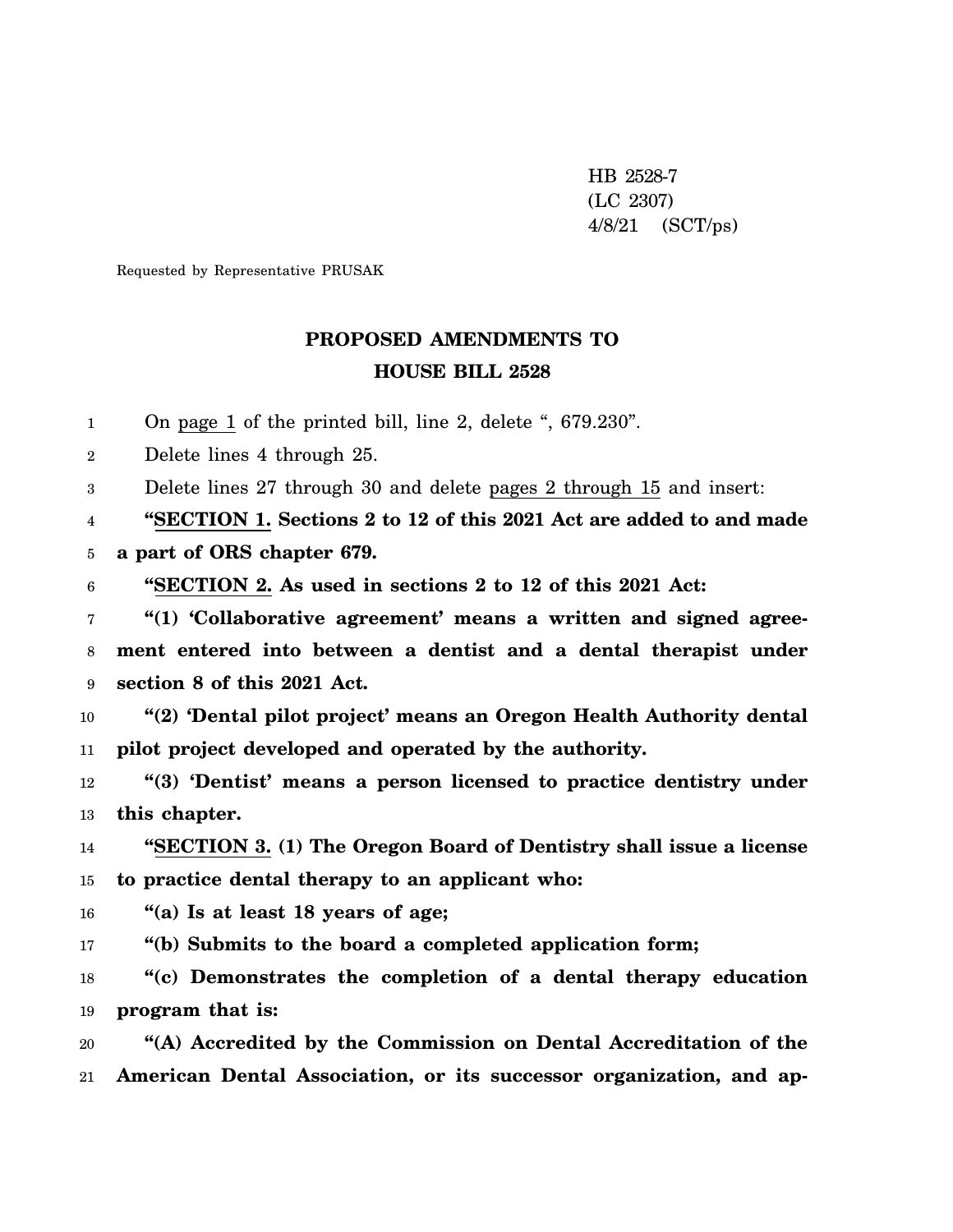HB 2528-7
(LC 2307)
4/8/21 (SCT/ps)

Requested by Representative PRUSAK

## PROPOSED AMENDMENTS TO
## HOUSE BILL 2528

On page 1 of the printed bill, line 2, delete ", 679.230".

Delete lines 4 through 25.

Delete lines 27 through 30 and delete pages 2 through 15 and insert:

"**SECTION 1. Sections 2 to 12 of this 2021 Act are added to and made a part of ORS chapter 679.**

"**SECTION 2. As used in sections 2 to 12 of this 2021 Act:**

"**(1) 'Collaborative agreement' means a written and signed agreement entered into between a dentist and a dental therapist under section 8 of this 2021 Act.**

"**(2) 'Dental pilot project' means an Oregon Health Authority dental pilot project developed and operated by the authority.**

"**(3) 'Dentist' means a person licensed to practice dentistry under this chapter.**

"**SECTION 3. (1) The Oregon Board of Dentistry shall issue a license to practice dental therapy to an applicant who:**

"**(a) Is at least 18 years of age;**

"**(b) Submits to the board a completed application form;**

"**(c) Demonstrates the completion of a dental therapy education program that is:**

"**(A) Accredited by the Commission on Dental Accreditation of the American Dental Association, or its successor organization, and ap-**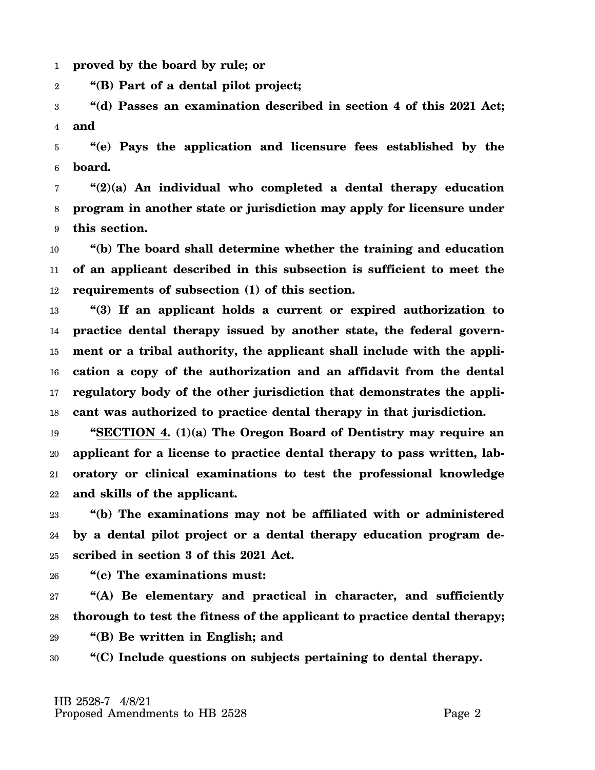**proved by the board by rule; or**

**"(B) Part of a dental pilot project;**

**"(d) Passes an examination described in section 4 of this 2021 Act; and**

**"(e) Pays the application and licensure fees established by the board.**

**"(2)(a) An individual who completed a dental therapy education program in another state or jurisdiction may apply for licensure under this section.**

**"(b) The board shall determine whether the training and education of an applicant described in this subsection is sufficient to meet the requirements of subsection (1) of this section.**

**"(3) If an applicant holds a current or expired authorization to practice dental therapy issued by another state, the federal government or a tribal authority, the applicant shall include with the application a copy of the authorization and an affidavit from the dental regulatory body of the other jurisdiction that demonstrates the applicant was authorized to practice dental therapy in that jurisdiction.**

**"SECTION 4. (1)(a) The Oregon Board of Dentistry may require an applicant for a license to practice dental therapy to pass written, laboratory or clinical examinations to test the professional knowledge and skills of the applicant.**

**"(b) The examinations may not be affiliated with or administered by a dental pilot project or a dental therapy education program described in section 3 of this 2021 Act.**

**"(c) The examinations must:**

**"(A) Be elementary and practical in character, and sufficiently thorough to test the fitness of the applicant to practice dental therapy;**

**"(B) Be written in English; and**

**"(C) Include questions on subjects pertaining to dental therapy.**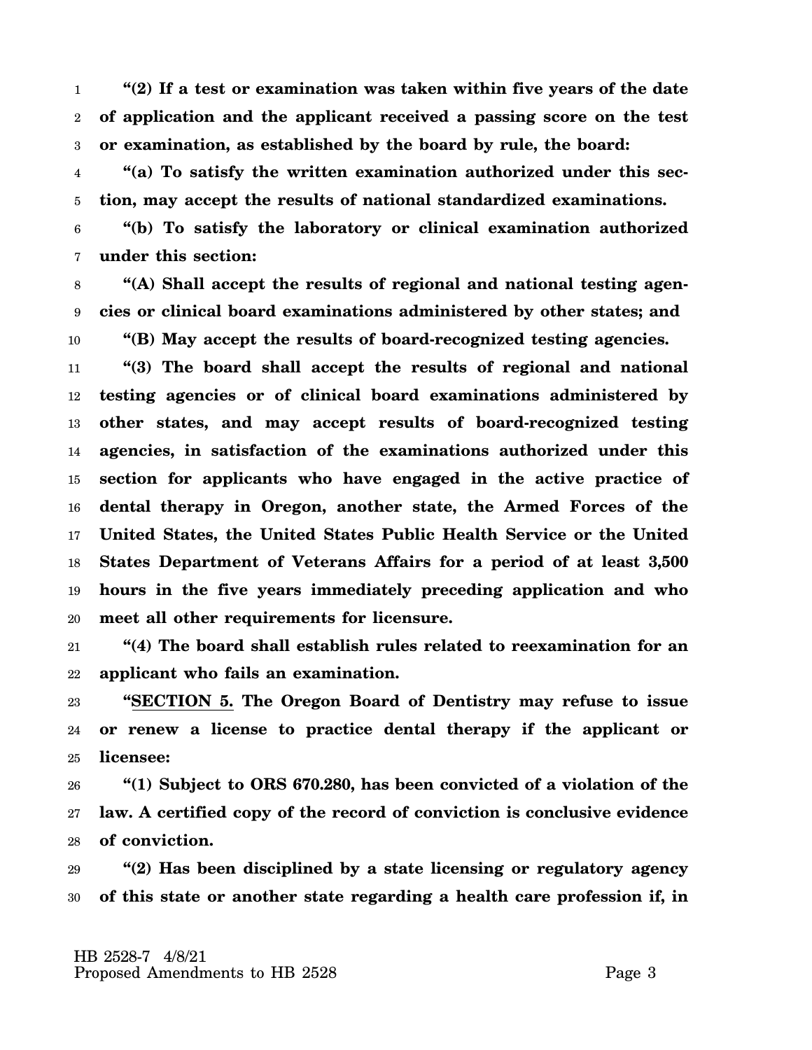**"(2) If a test or examination was taken within five years of the date of application and the applicant received a passing score on the test or examination, as established by the board by rule, the board:**

**"(a) To satisfy the written examination authorized under this section, may accept the results of national standardized examinations.**

**"(b) To satisfy the laboratory or clinical examination authorized under this section:**

**"(A) Shall accept the results of regional and national testing agencies or clinical board examinations administered by other states; and**

**"(B) May accept the results of board-recognized testing agencies.**

**"(3) The board shall accept the results of regional and national testing agencies or of clinical board examinations administered by other states, and may accept results of board-recognized testing agencies, in satisfaction of the examinations authorized under this section for applicants who have engaged in the active practice of dental therapy in Oregon, another state, the Armed Forces of the United States, the United States Public Health Service or the United States Department of Veterans Affairs for a period of at least 3,500 hours in the five years immediately preceding application and who meet all other requirements for licensure.**

**"(4) The board shall establish rules related to reexamination for an applicant who fails an examination.**

**"SECTION 5. The Oregon Board of Dentistry may refuse to issue or renew a license to practice dental therapy if the applicant or licensee:**

**"(1) Subject to ORS 670.280, has been convicted of a violation of the law. A certified copy of the record of conviction is conclusive evidence of conviction.**

**"(2) Has been disciplined by a state licensing or regulatory agency of this state or another state regarding a health care profession if, in**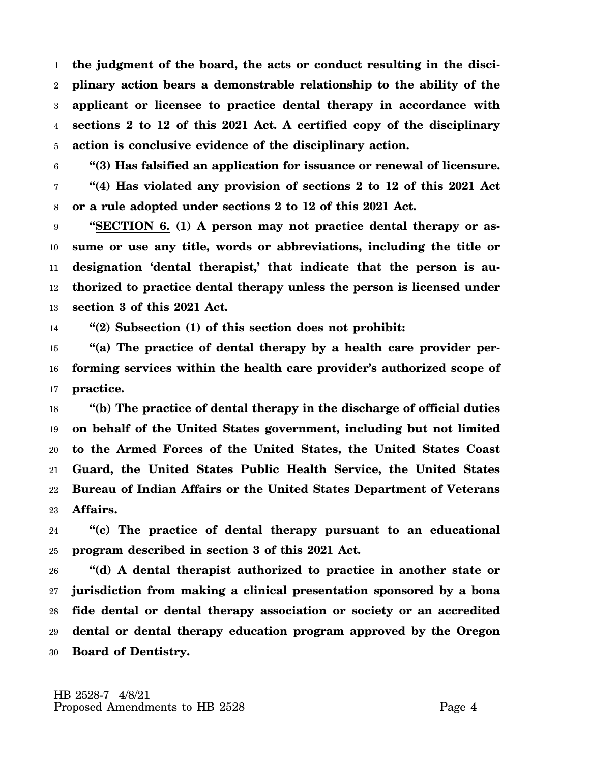**the judgment of the board, the acts or conduct resulting in the disciplinary action bears a demonstrable relationship to the ability of the applicant or licensee to practice dental therapy in accordance with sections 2 to 12 of this 2021 Act. A certified copy of the disciplinary action is conclusive evidence of the disciplinary action.**

**"(3) Has falsified an application for issuance or renewal of licensure.**

**"(4) Has violated any provision of sections 2 to 12 of this 2021 Act or a rule adopted under sections 2 to 12 of this 2021 Act.**

**"SECTION 6. (1) A person may not practice dental therapy or assume or use any title, words or abbreviations, including the title or designation 'dental therapist,' that indicate that the person is authorized to practice dental therapy unless the person is licensed under section 3 of this 2021 Act.**

**"(2) Subsection (1) of this section does not prohibit:**

**"(a) The practice of dental therapy by a health care provider performing services within the health care provider's authorized scope of practice.**

**"(b) The practice of dental therapy in the discharge of official duties on behalf of the United States government, including but not limited to the Armed Forces of the United States, the United States Coast Guard, the United States Public Health Service, the United States Bureau of Indian Affairs or the United States Department of Veterans Affairs.**

**"(c) The practice of dental therapy pursuant to an educational program described in section 3 of this 2021 Act.**

**"(d) A dental therapist authorized to practice in another state or jurisdiction from making a clinical presentation sponsored by a bona fide dental or dental therapy association or society or an accredited dental or dental therapy education program approved by the Oregon Board of Dentistry.**

HB 2528-7 4/8/21
Proposed Amendments to HB 2528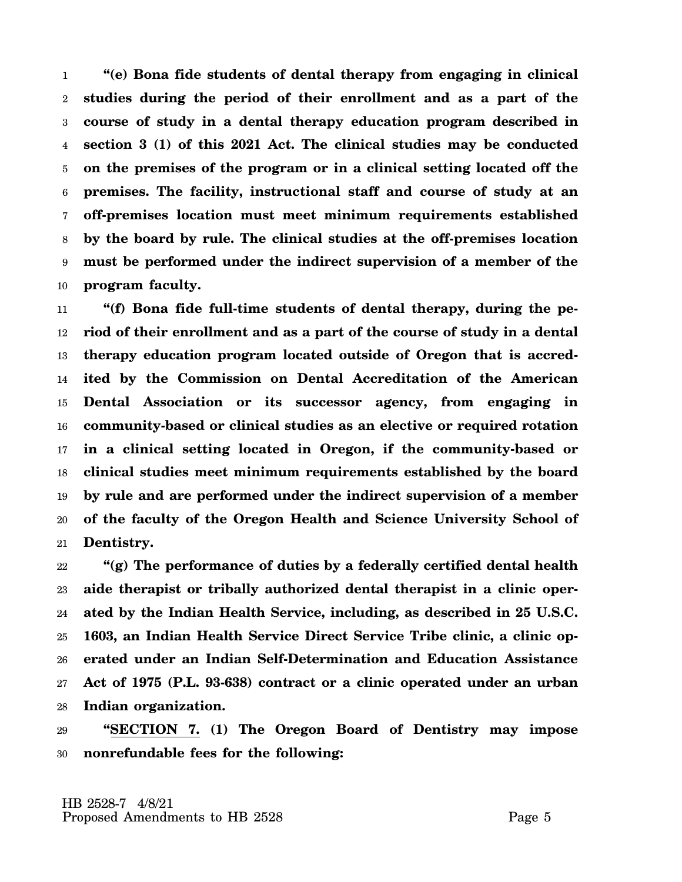**"(e) Bona fide students of dental therapy from engaging in clinical studies during the period of their enrollment and as a part of the course of study in a dental therapy education program described in section 3 (1) of this 2021 Act. The clinical studies may be conducted on the premises of the program or in a clinical setting located off the premises. The facility, instructional staff and course of study at an off-premises location must meet minimum requirements established by the board by rule. The clinical studies at the off-premises location must be performed under the indirect supervision of a member of the program faculty.**

**"(f) Bona fide full-time students of dental therapy, during the period of their enrollment and as a part of the course of study in a dental therapy education program located outside of Oregon that is accredited by the Commission on Dental Accreditation of the American Dental Association or its successor agency, from engaging in community-based or clinical studies as an elective or required rotation in a clinical setting located in Oregon, if the community-based or clinical studies meet minimum requirements established by the board by rule and are performed under the indirect supervision of a member of the faculty of the Oregon Health and Science University School of Dentistry.**

**"(g) The performance of duties by a federally certified dental health aide therapist or tribally authorized dental therapist in a clinic operated by the Indian Health Service, including, as described in 25 U.S.C. 1603, an Indian Health Service Direct Service Tribe clinic, a clinic operated under an Indian Self-Determination and Education Assistance Act of 1975 (P.L. 93-638) contract or a clinic operated under an urban Indian organization.**

**"SECTION 7. (1) The Oregon Board of Dentistry may impose nonrefundable fees for the following:**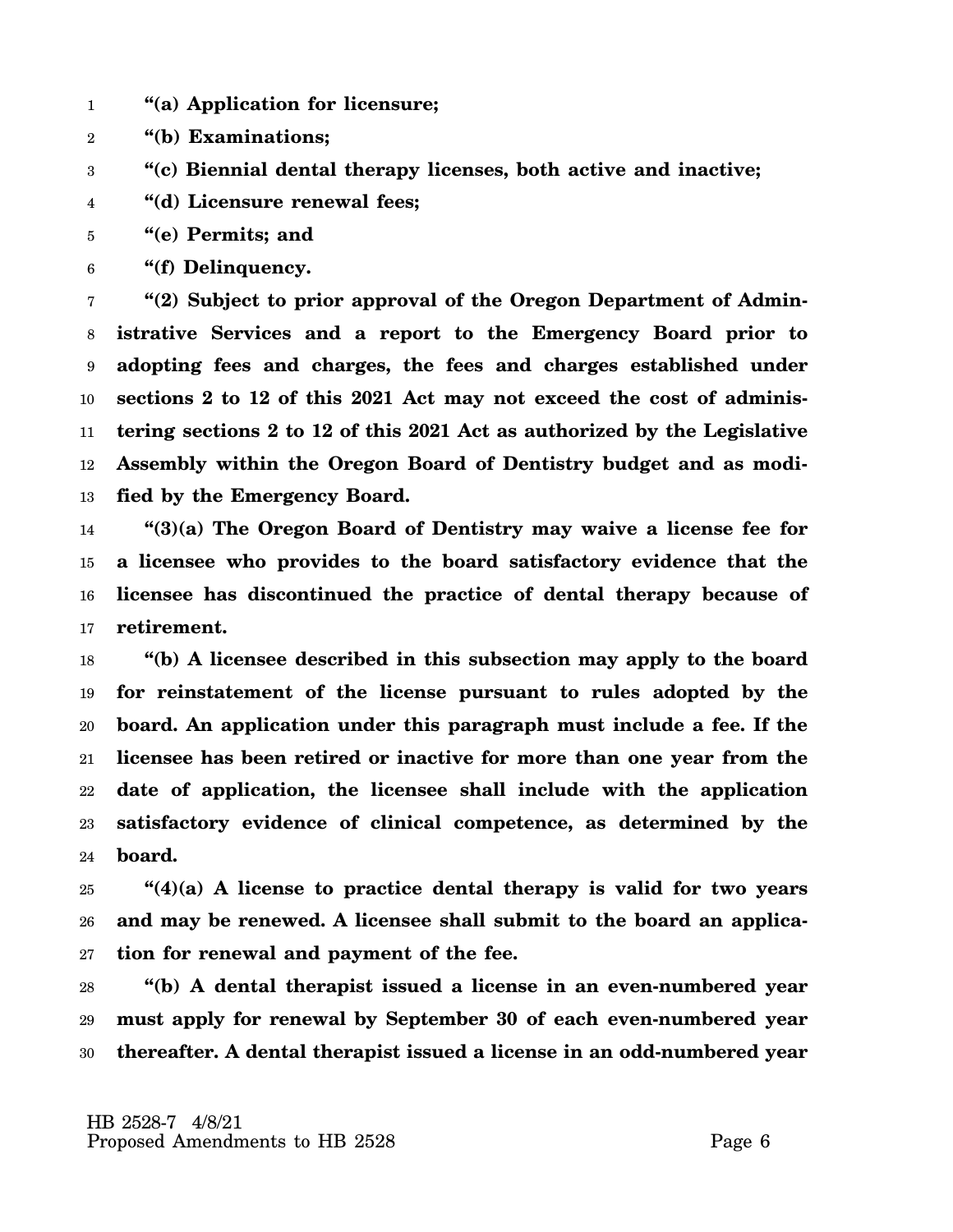**"(a) Application for licensure;**

**"(b) Examinations;**

**"(c) Biennial dental therapy licenses, both active and inactive;**

**"(d) Licensure renewal fees;**

**"(e) Permits; and**

**"(f) Delinquency.**

**"(2) Subject to prior approval of the Oregon Department of Administrative Services and a report to the Emergency Board prior to adopting fees and charges, the fees and charges established under sections 2 to 12 of this 2021 Act may not exceed the cost of administering sections 2 to 12 of this 2021 Act as authorized by the Legislative Assembly within the Oregon Board of Dentistry budget and as modified by the Emergency Board.**

**"(3)(a) The Oregon Board of Dentistry may waive a license fee for a licensee who provides to the board satisfactory evidence that the licensee has discontinued the practice of dental therapy because of retirement.**

**"(b) A licensee described in this subsection may apply to the board for reinstatement of the license pursuant to rules adopted by the board. An application under this paragraph must include a fee. If the licensee has been retired or inactive for more than one year from the date of application, the licensee shall include with the application satisfactory evidence of clinical competence, as determined by the board.**

**"(4)(a) A license to practice dental therapy is valid for two years and may be renewed. A licensee shall submit to the board an application for renewal and payment of the fee.**

**"(b) A dental therapist issued a license in an even-numbered year must apply for renewal by September 30 of each even-numbered year thereafter. A dental therapist issued a license in an odd-numbered year**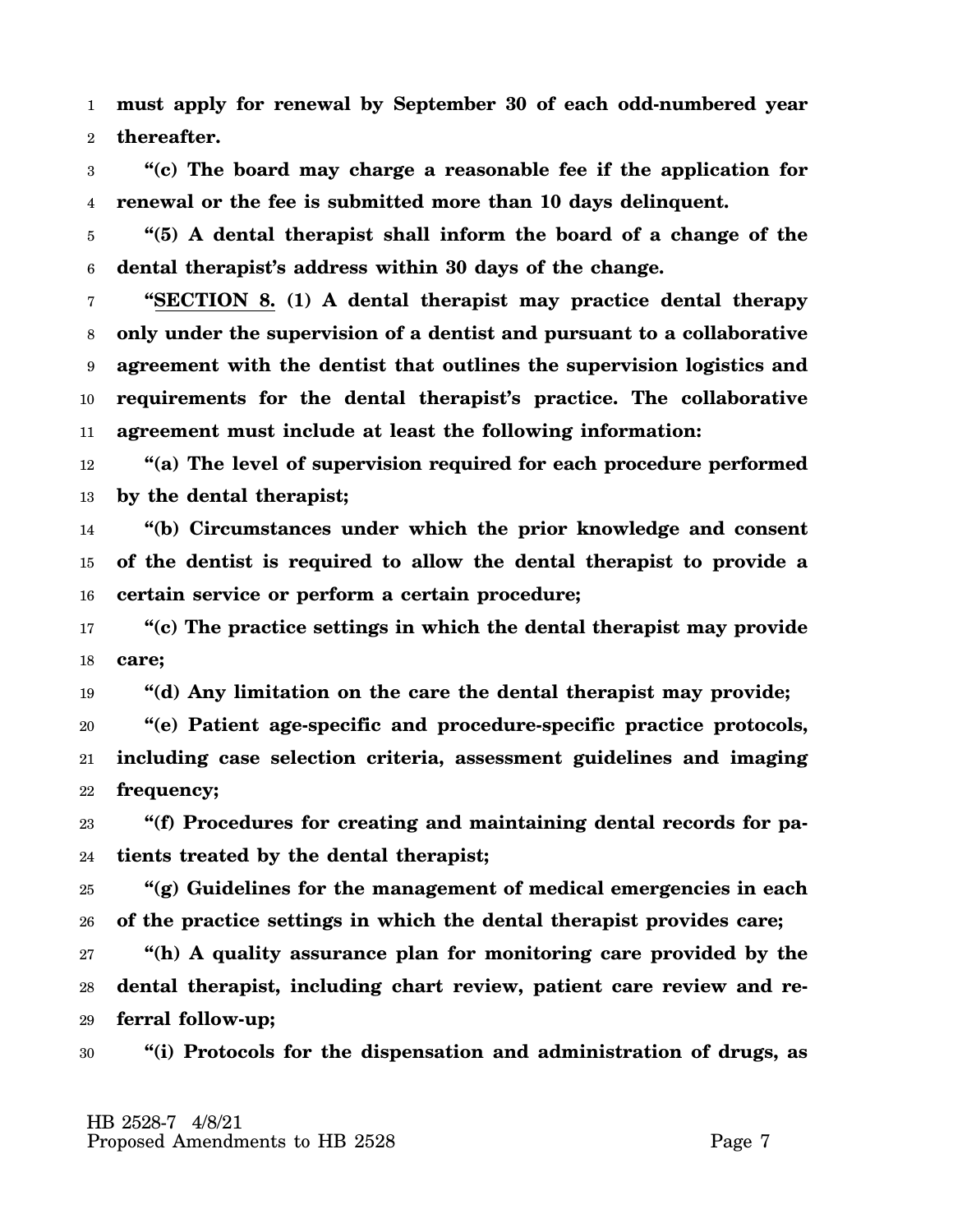**must apply for renewal by September 30 of each odd-numbered year thereafter.**

**"(c) The board may charge a reasonable fee if the application for renewal or the fee is submitted more than 10 days delinquent.**

**"(5) A dental therapist shall inform the board of a change of the dental therapist's address within 30 days of the change.**

**"SECTION 8. (1) A dental therapist may practice dental therapy only under the supervision of a dentist and pursuant to a collaborative agreement with the dentist that outlines the supervision logistics and requirements for the dental therapist's practice. The collaborative agreement must include at least the following information:**

**"(a) The level of supervision required for each procedure performed by the dental therapist;**

**"(b) Circumstances under which the prior knowledge and consent of the dentist is required to allow the dental therapist to provide a certain service or perform a certain procedure;**

**"(c) The practice settings in which the dental therapist may provide care;**

**"(d) Any limitation on the care the dental therapist may provide;**

**"(e) Patient age-specific and procedure-specific practice protocols, including case selection criteria, assessment guidelines and imaging frequency;**

**"(f) Procedures for creating and maintaining dental records for patients treated by the dental therapist;**

**"(g) Guidelines for the management of medical emergencies in each of the practice settings in which the dental therapist provides care;**

**"(h) A quality assurance plan for monitoring care provided by the dental therapist, including chart review, patient care review and referral follow-up;**

**"(i) Protocols for the dispensation and administration of drugs, as**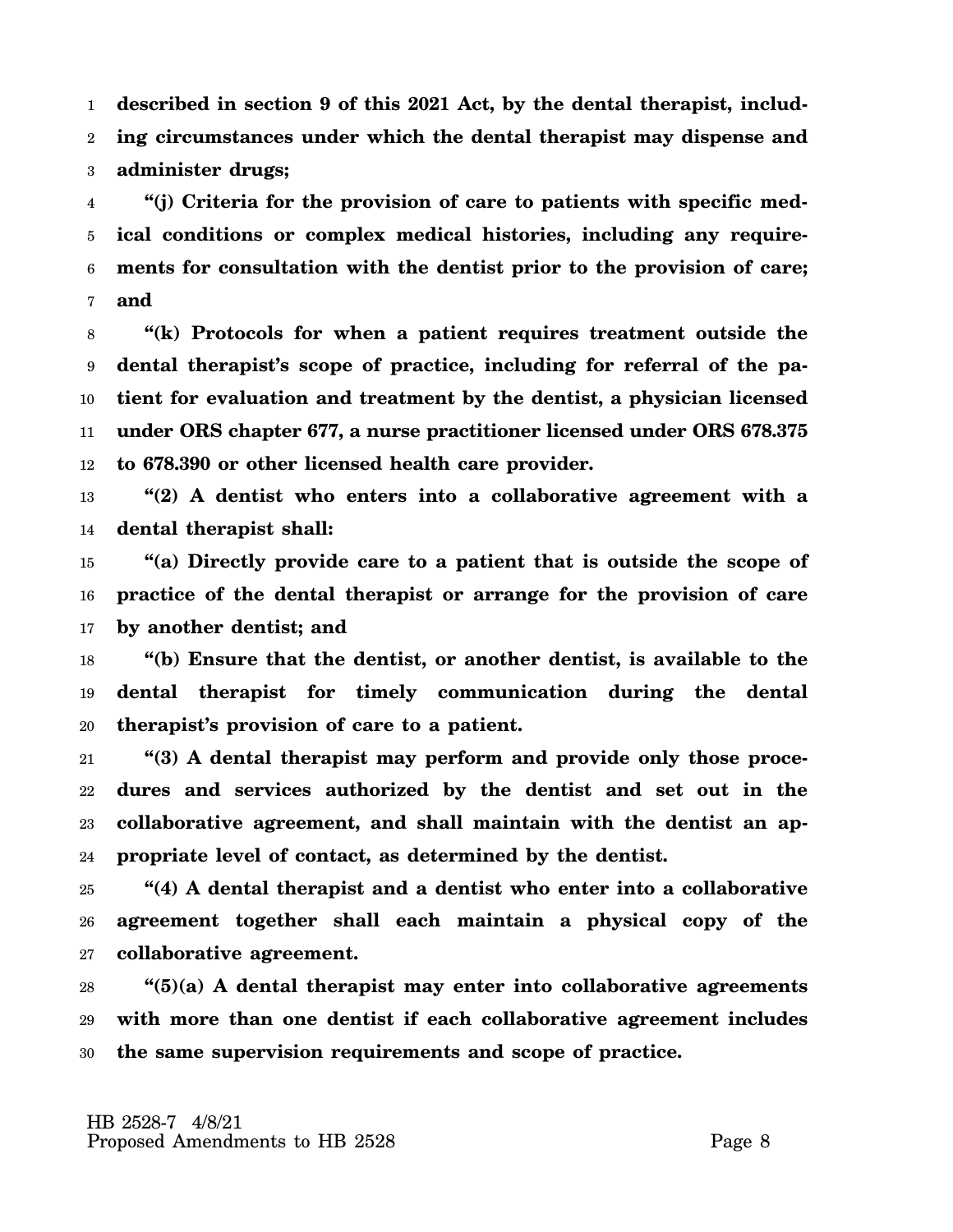**described in section 9 of this 2021 Act, by the dental therapist, including circumstances under which the dental therapist may dispense and administer drugs;**

**"(j) Criteria for the provision of care to patients with specific medical conditions or complex medical histories, including any requirements for consultation with the dentist prior to the provision of care; and**

**"(k) Protocols for when a patient requires treatment outside the dental therapist's scope of practice, including for referral of the patient for evaluation and treatment by the dentist, a physician licensed under ORS chapter 677, a nurse practitioner licensed under ORS 678.375 to 678.390 or other licensed health care provider.**

**"(2) A dentist who enters into a collaborative agreement with a dental therapist shall:**

**"(a) Directly provide care to a patient that is outside the scope of practice of the dental therapist or arrange for the provision of care by another dentist; and**

**"(b) Ensure that the dentist, or another dentist, is available to the dental therapist for timely communication during the dental therapist's provision of care to a patient.**

**"(3) A dental therapist may perform and provide only those procedures and services authorized by the dentist and set out in the collaborative agreement, and shall maintain with the dentist an appropriate level of contact, as determined by the dentist.**

**"(4) A dental therapist and a dentist who enter into a collaborative agreement together shall each maintain a physical copy of the collaborative agreement.**

**"(5)(a) A dental therapist may enter into collaborative agreements with more than one dentist if each collaborative agreement includes the same supervision requirements and scope of practice.**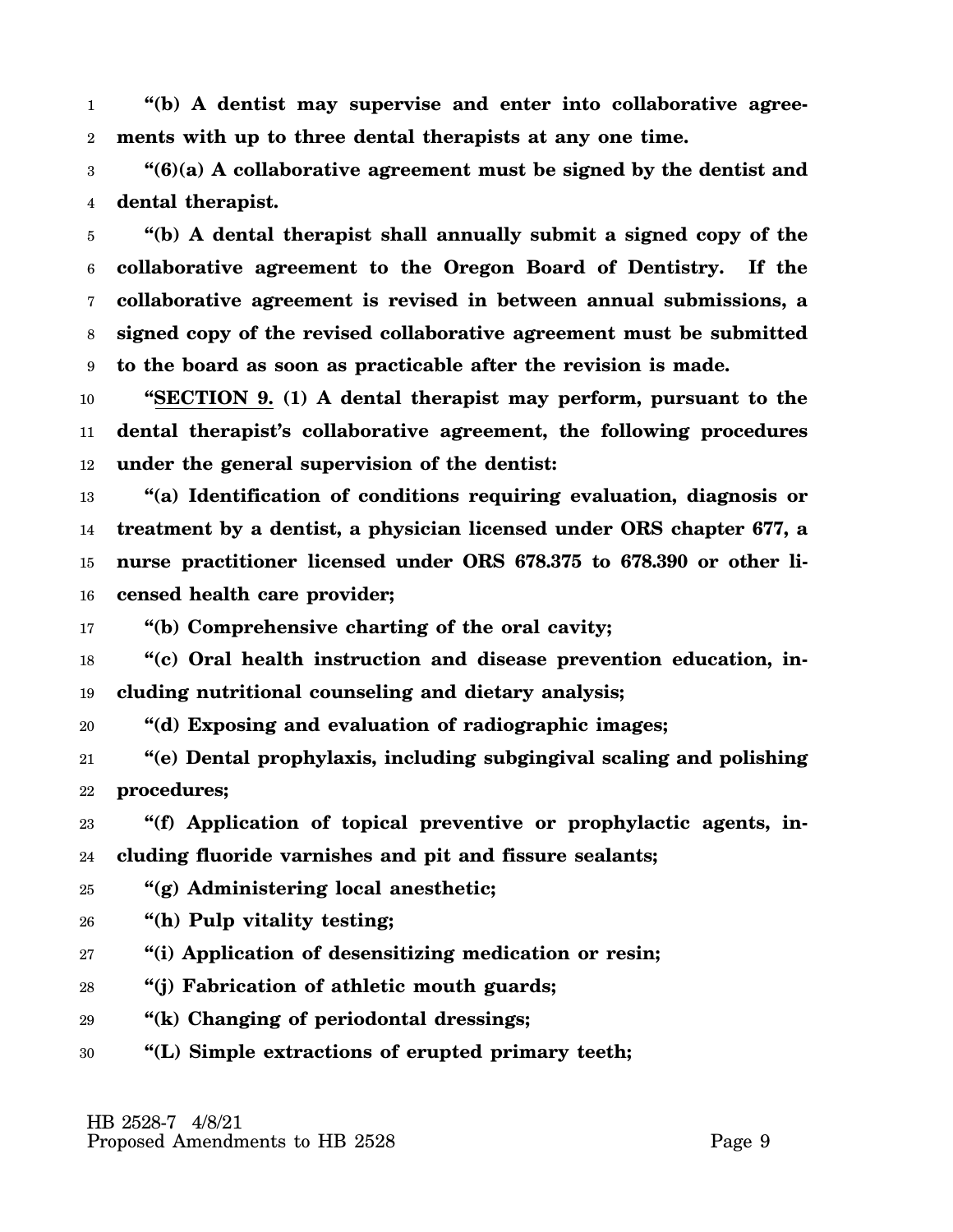**"(b) A dentist may supervise and enter into collaborative agreements with up to three dental therapists at any one time.**

**"(6)(a) A collaborative agreement must be signed by the dentist and dental therapist.**

**"(b) A dental therapist shall annually submit a signed copy of the collaborative agreement to the Oregon Board of Dentistry. If the collaborative agreement is revised in between annual submissions, a signed copy of the revised collaborative agreement must be submitted to the board as soon as practicable after the revision is made.**

**"SECTION 9. (1) A dental therapist may perform, pursuant to the dental therapist's collaborative agreement, the following procedures under the general supervision of the dentist:**

**"(a) Identification of conditions requiring evaluation, diagnosis or treatment by a dentist, a physician licensed under ORS chapter 677, a nurse practitioner licensed under ORS 678.375 to 678.390 or other licensed health care provider;**

**"(b) Comprehensive charting of the oral cavity;**

**"(c) Oral health instruction and disease prevention education, including nutritional counseling and dietary analysis;**

**"(d) Exposing and evaluation of radiographic images;**

**"(e) Dental prophylaxis, including subgingival scaling and polishing procedures;**

**"(f) Application of topical preventive or prophylactic agents, including fluoride varnishes and pit and fissure sealants;**

**"(g) Administering local anesthetic;**

**"(h) Pulp vitality testing;**

**"(i) Application of desensitizing medication or resin;**

**"(j) Fabrication of athletic mouth guards;**

**"(k) Changing of periodontal dressings;**

**"(L) Simple extractions of erupted primary teeth;**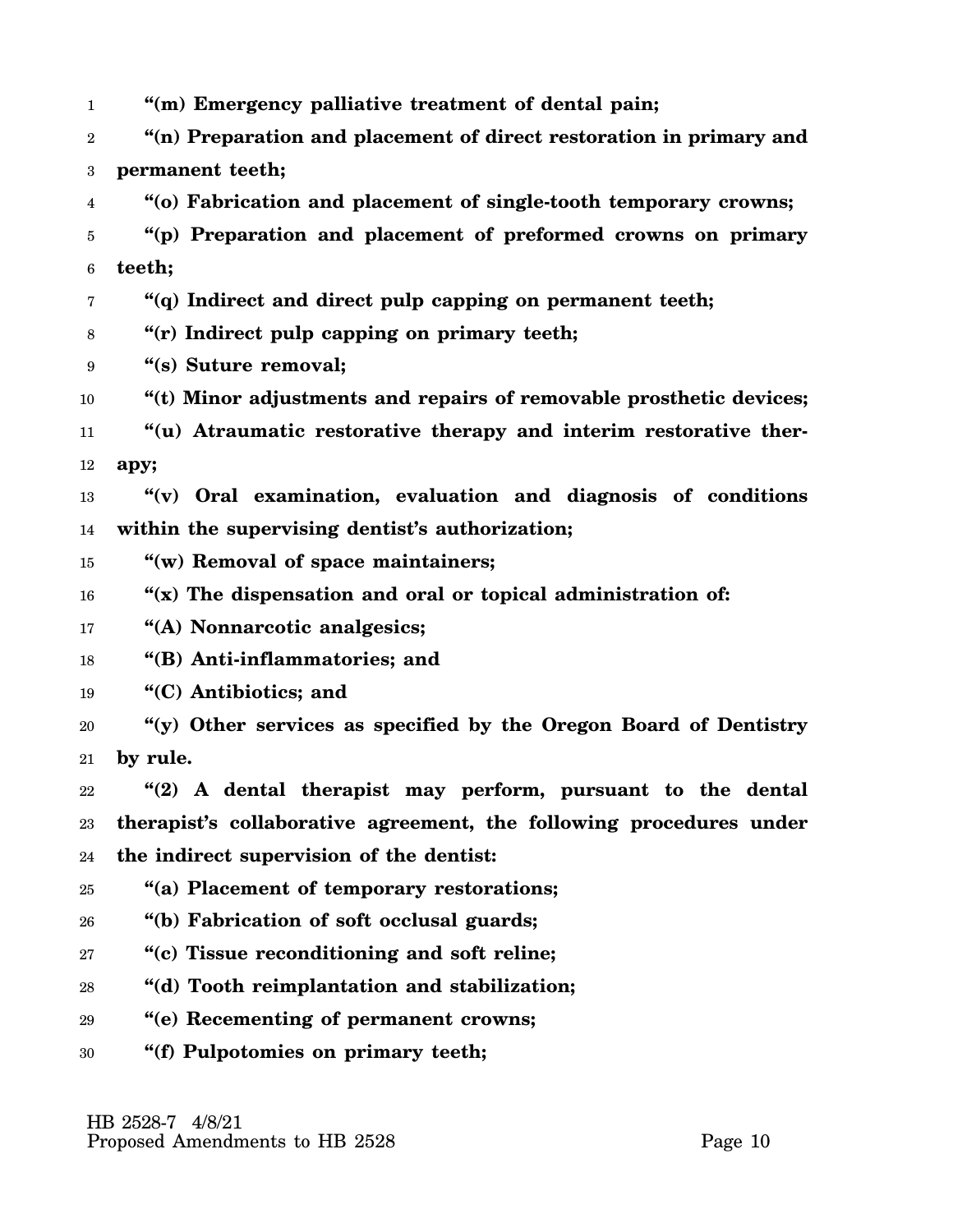**"(m) Emergency palliative treatment of dental pain;**

**"(n) Preparation and placement of direct restoration in primary and permanent teeth;**

**"(o) Fabrication and placement of single-tooth temporary crowns;**

**"(p) Preparation and placement of preformed crowns on primary teeth;**

**"(q) Indirect and direct pulp capping on permanent teeth;**

**"(r) Indirect pulp capping on primary teeth;**

**"(s) Suture removal;**

**"(t) Minor adjustments and repairs of removable prosthetic devices;**

**"(u) Atraumatic restorative therapy and interim restorative therapy;**

**"(v) Oral examination, evaluation and diagnosis of conditions within the supervising dentist's authorization;**

**"(w) Removal of space maintainers;**

**"(x) The dispensation and oral or topical administration of:**

**"(A) Nonnarcotic analgesics;**

**"(B) Anti-inflammatories; and**

**"(C) Antibiotics; and**

**"(y) Other services as specified by the Oregon Board of Dentistry by rule.**

**"(2) A dental therapist may perform, pursuant to the dental therapist's collaborative agreement, the following procedures under the indirect supervision of the dentist:**

**"(a) Placement of temporary restorations;**

**"(b) Fabrication of soft occlusal guards;**

**"(c) Tissue reconditioning and soft reline;**

**"(d) Tooth reimplantation and stabilization;**

**"(e) Recementing of permanent crowns;**

**"(f) Pulpotomies on primary teeth;**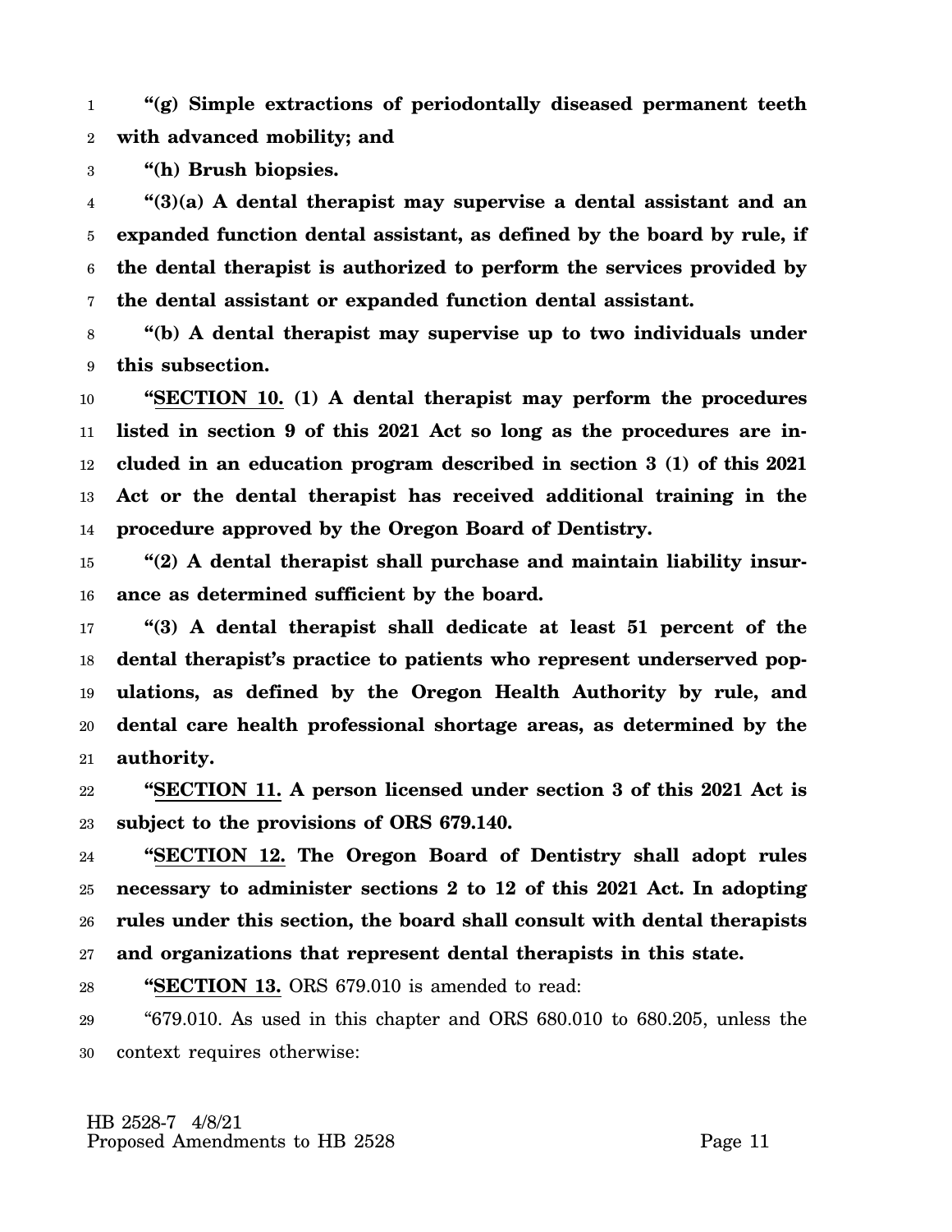**“(g) Simple extractions of periodontally diseased permanent teeth with advanced mobility; and**

**“(h) Brush biopsies.**

**“(3)(a) A dental therapist may supervise a dental assistant and an expanded function dental assistant, as defined by the board by rule, if the dental therapist is authorized to perform the services provided by the dental assistant or expanded function dental assistant.**

**“(b) A dental therapist may supervise up to two individuals under this subsection.**

**“SECTION 10. (1) A dental therapist may perform the procedures listed in section 9 of this 2021 Act so long as the procedures are included in an education program described in section 3 (1) of this 2021 Act or the dental therapist has received additional training in the procedure approved by the Oregon Board of Dentistry.**

**“(2) A dental therapist shall purchase and maintain liability insurance as determined sufficient by the board.**

**“(3) A dental therapist shall dedicate at least 51 percent of the dental therapist’s practice to patients who represent underserved populations, as defined by the Oregon Health Authority by rule, and dental care health professional shortage areas, as determined by the authority.**

**“SECTION 11. A person licensed under section 3 of this 2021 Act is subject to the provisions of ORS 679.140.**

**“SECTION 12. The Oregon Board of Dentistry shall adopt rules necessary to administer sections 2 to 12 of this 2021 Act. In adopting rules under this section, the board shall consult with dental therapists and organizations that represent dental therapists in this state.**

**“SECTION 13.** ORS 679.010 is amended to read:

“679.010. As used in this chapter and ORS 680.010 to 680.205, unless the context requires otherwise: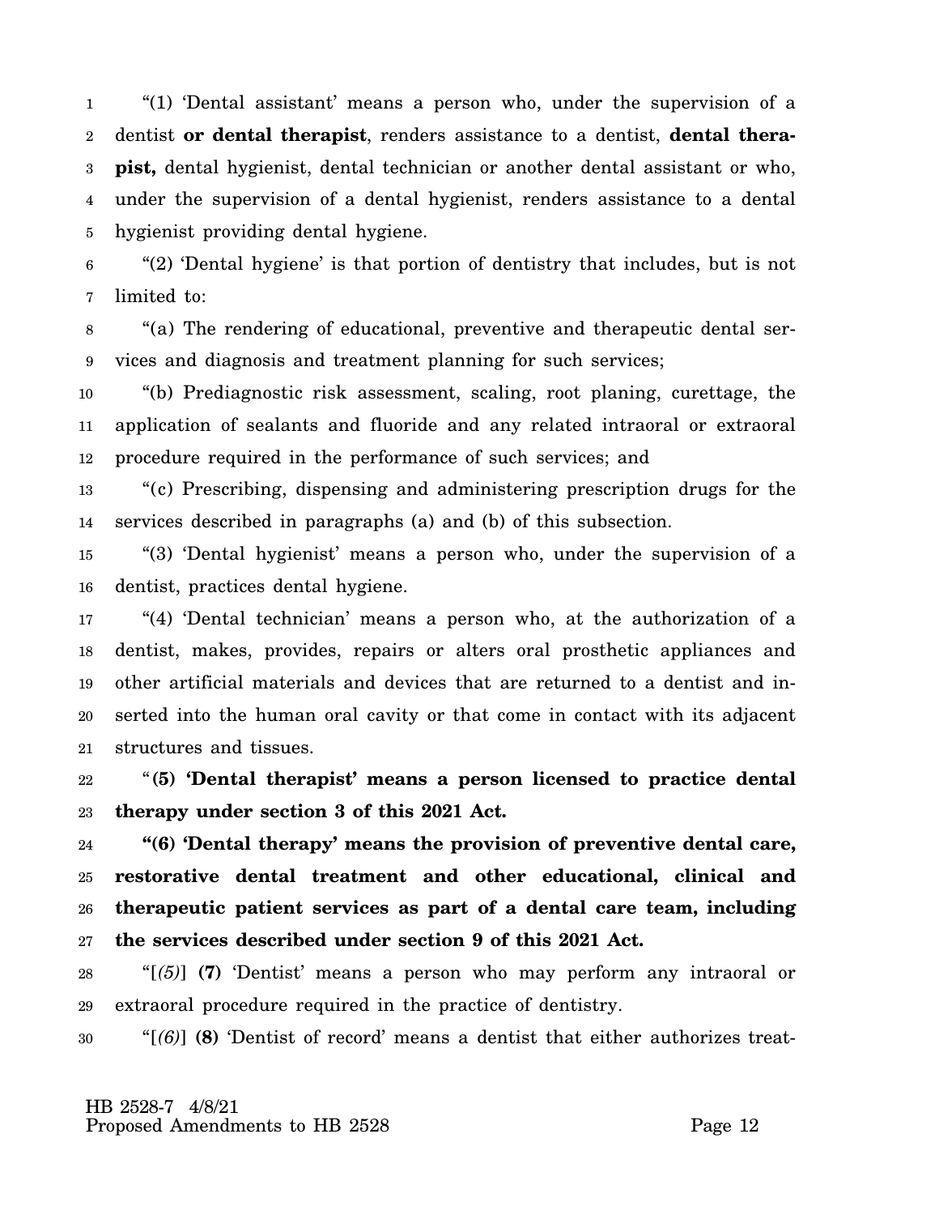"(1) 'Dental assistant' means a person who, under the supervision of a dentist **or dental therapist**, renders assistance to a dentist, **dental therapist,** dental hygienist, dental technician or another dental assistant or who, under the supervision of a dental hygienist, renders assistance to a dental hygienist providing dental hygiene.

"(2) 'Dental hygiene' is that portion of dentistry that includes, but is not limited to:

"(a) The rendering of educational, preventive and therapeutic dental services and diagnosis and treatment planning for such services;

"(b) Prediagnostic risk assessment, scaling, root planing, curettage, the application of sealants and fluoride and any related intraoral or extraoral procedure required in the performance of such services; and

"(c) Prescribing, dispensing and administering prescription drugs for the services described in paragraphs (a) and (b) of this subsection.

"(3) 'Dental hygienist' means a person who, under the supervision of a dentist, practices dental hygiene.

"(4) 'Dental technician' means a person who, at the authorization of a dentist, makes, provides, repairs or alters oral prosthetic appliances and other artificial materials and devices that are returned to a dentist and inserted into the human oral cavity or that come in contact with its adjacent structures and tissues.

"**(5) 'Dental therapist' means a person licensed to practice dental therapy under section 3 of this 2021 Act.**

**"(6) 'Dental therapy' means the provision of preventive dental care, restorative dental treatment and other educational, clinical and therapeutic patient services as part of a dental care team, including the services described under section 9 of this 2021 Act.**

"[*(5)*] **(7)** 'Dentist' means a person who may perform any intraoral or extraoral procedure required in the practice of dentistry.

"[*(6)*] **(8)** 'Dentist of record' means a dentist that either authorizes treat-

HB 2528-7 4/8/21
Proposed Amendments to HB 2528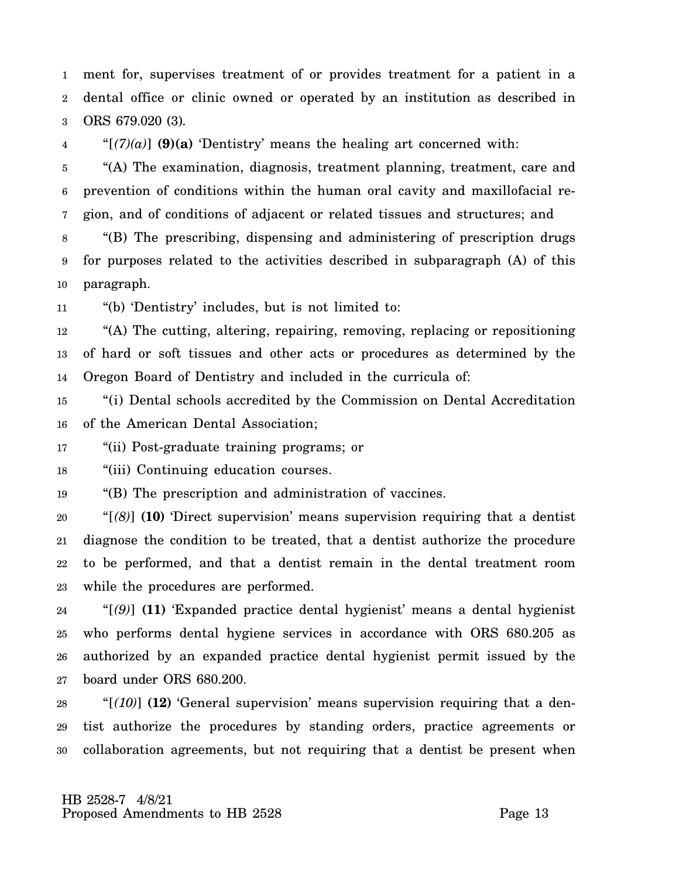ment for, supervises treatment of or provides treatment for a patient in a dental office or clinic owned or operated by an institution as described in ORS 679.020 (3).

"[*(7)(a)*] **(9)(a)** 'Dentistry' means the healing art concerned with:

"(A) The examination, diagnosis, treatment planning, treatment, care and prevention of conditions within the human oral cavity and maxillofacial region, and of conditions of adjacent or related tissues and structures; and

"(B) The prescribing, dispensing and administering of prescription drugs for purposes related to the activities described in subparagraph (A) of this paragraph.

"(b) 'Dentistry' includes, but is not limited to:

"(A) The cutting, altering, repairing, removing, replacing or repositioning of hard or soft tissues and other acts or procedures as determined by the Oregon Board of Dentistry and included in the curricula of:

"(i) Dental schools accredited by the Commission on Dental Accreditation of the American Dental Association;

"(ii) Post-graduate training programs; or

"(iii) Continuing education courses.

"(B) The prescription and administration of vaccines.

"[*(8)*] **(10)** 'Direct supervision' means supervision requiring that a dentist diagnose the condition to be treated, that a dentist authorize the procedure to be performed, and that a dentist remain in the dental treatment room while the procedures are performed.

"[*(9)*] **(11)** 'Expanded practice dental hygienist' means a dental hygienist who performs dental hygiene services in accordance with ORS 680.205 as authorized by an expanded practice dental hygienist permit issued by the board under ORS 680.200.

"[*(10)*] **(12)** 'General supervision' means supervision requiring that a dentist authorize the procedures by standing orders, practice agreements or collaboration agreements, but not requiring that a dentist be present when

HB 2528-7 4/8/21
Proposed Amendments to HB 2528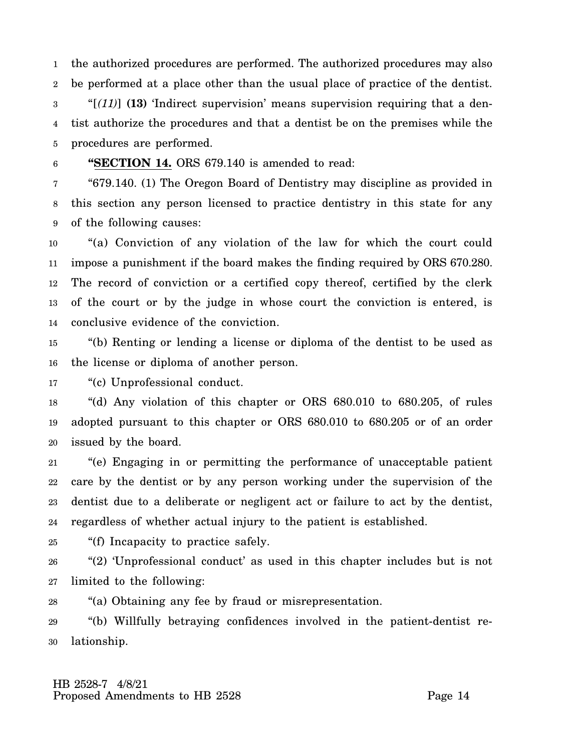the authorized procedures are performed. The authorized procedures may also be performed at a place other than the usual place of practice of the dentist.

"[*(11)*] **(13)** 'Indirect supervision' means supervision requiring that a dentist authorize the procedures and that a dentist be on the premises while the procedures are performed.

**"SECTION 14.** ORS 679.140 is amended to read:

"679.140. (1) The Oregon Board of Dentistry may discipline as provided in this section any person licensed to practice dentistry in this state for any of the following causes:

"(a) Conviction of any violation of the law for which the court could impose a punishment if the board makes the finding required by ORS 670.280. The record of conviction or a certified copy thereof, certified by the clerk of the court or by the judge in whose court the conviction is entered, is conclusive evidence of the conviction.

"(b) Renting or lending a license or diploma of the dentist to be used as the license or diploma of another person.

"(c) Unprofessional conduct.

"(d) Any violation of this chapter or ORS 680.010 to 680.205, of rules adopted pursuant to this chapter or ORS 680.010 to 680.205 or of an order issued by the board.

"(e) Engaging in or permitting the performance of unacceptable patient care by the dentist or by any person working under the supervision of the dentist due to a deliberate or negligent act or failure to act by the dentist, regardless of whether actual injury to the patient is established.

"(f) Incapacity to practice safely.

"(2) 'Unprofessional conduct' as used in this chapter includes but is not limited to the following:

"(a) Obtaining any fee by fraud or misrepresentation.

"(b) Willfully betraying confidences involved in the patient-dentist relationship.

HB 2528-7 4/8/21
Proposed Amendments to HB 2528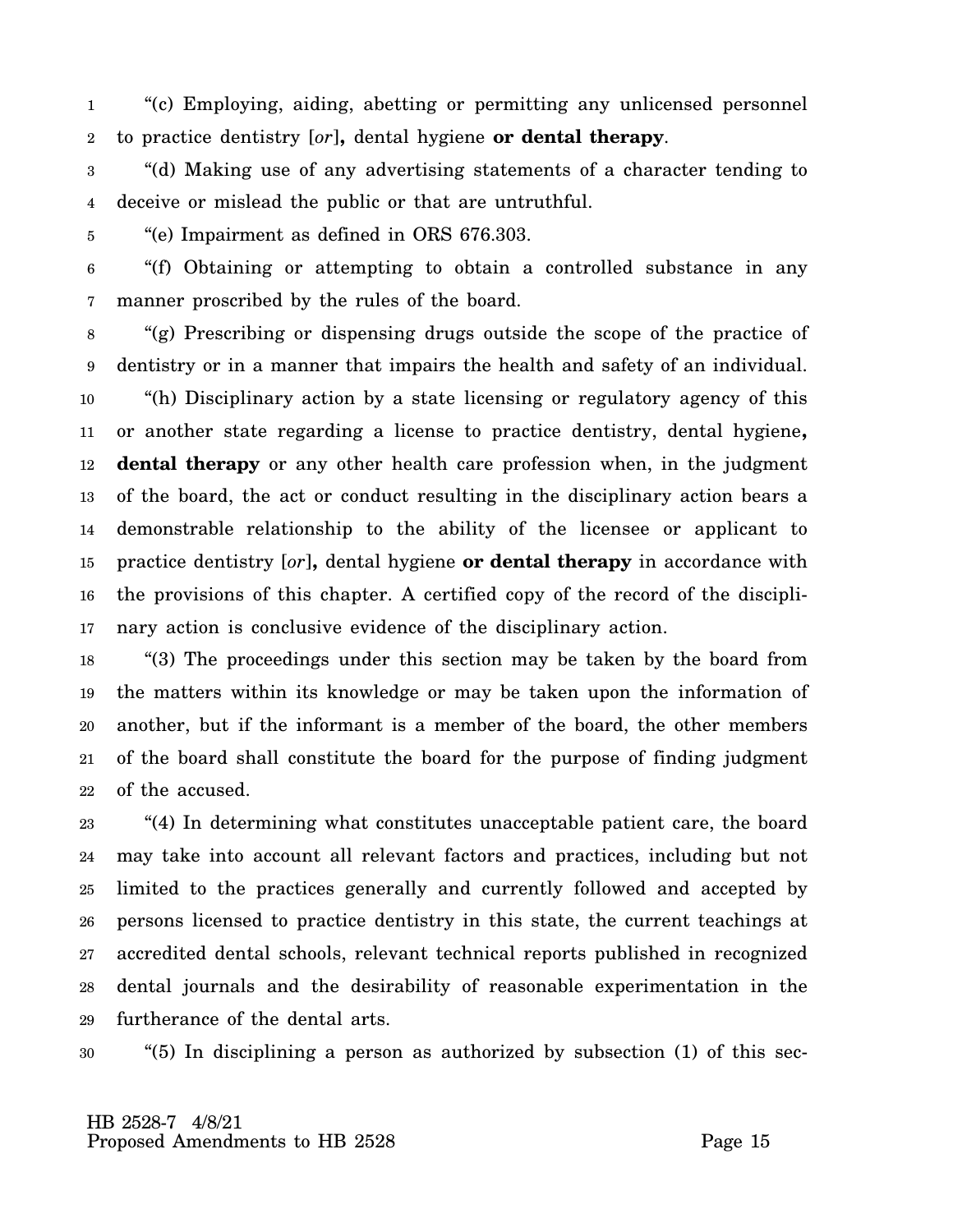"(c) Employing, aiding, abetting or permitting any unlicensed personnel to practice dentistry [*or*]**,** dental hygiene **or dental therapy**.

"(d) Making use of any advertising statements of a character tending to deceive or mislead the public or that are untruthful.

"(e) Impairment as defined in ORS 676.303.

"(f) Obtaining or attempting to obtain a controlled substance in any manner proscribed by the rules of the board.

"(g) Prescribing or dispensing drugs outside the scope of the practice of dentistry or in a manner that impairs the health and safety of an individual.

"(h) Disciplinary action by a state licensing or regulatory agency of this or another state regarding a license to practice dentistry, dental hygiene**, dental therapy** or any other health care profession when, in the judgment of the board, the act or conduct resulting in the disciplinary action bears a demonstrable relationship to the ability of the licensee or applicant to practice dentistry [*or*]**,** dental hygiene **or dental therapy** in accordance with the provisions of this chapter. A certified copy of the record of the disciplinary action is conclusive evidence of the disciplinary action.

"(3) The proceedings under this section may be taken by the board from the matters within its knowledge or may be taken upon the information of another, but if the informant is a member of the board, the other members of the board shall constitute the board for the purpose of finding judgment of the accused.

"(4) In determining what constitutes unacceptable patient care, the board may take into account all relevant factors and practices, including but not limited to the practices generally and currently followed and accepted by persons licensed to practice dentistry in this state, the current teachings at accredited dental schools, relevant technical reports published in recognized dental journals and the desirability of reasonable experimentation in the furtherance of the dental arts.

"(5) In disciplining a person as authorized by subsection (1) of this sec-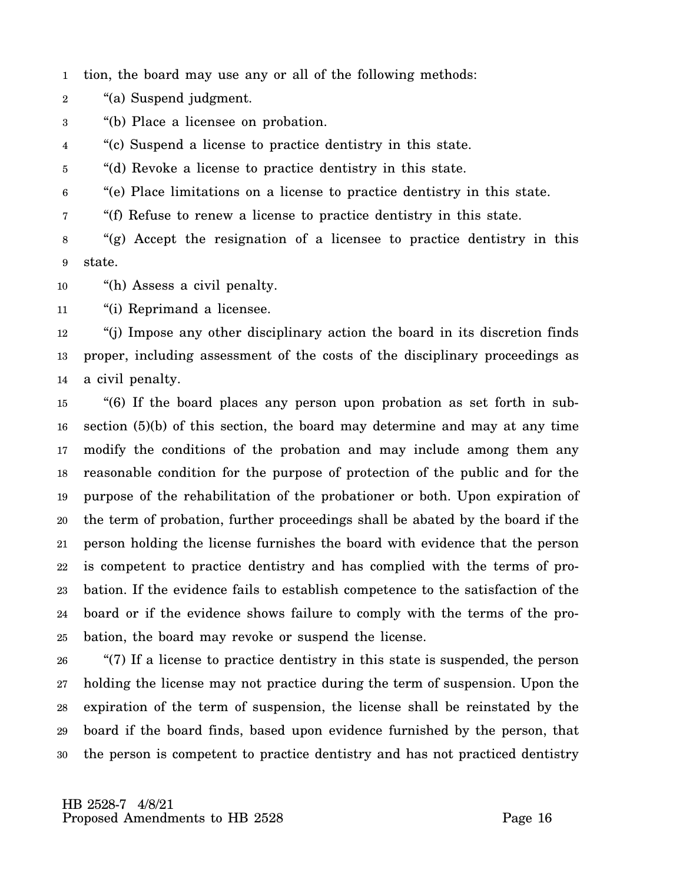tion, the board may use any or all of the following methods:

"(a) Suspend judgment.

"(b) Place a licensee on probation.

"(c) Suspend a license to practice dentistry in this state.

"(d) Revoke a license to practice dentistry in this state.

"(e) Place limitations on a license to practice dentistry in this state.

"(f) Refuse to renew a license to practice dentistry in this state.

"(g) Accept the resignation of a licensee to practice dentistry in this state.

"(h) Assess a civil penalty.

"(i) Reprimand a licensee.

"(j) Impose any other disciplinary action the board in its discretion finds proper, including assessment of the costs of the disciplinary proceedings as a civil penalty.

"(6) If the board places any person upon probation as set forth in subsection (5)(b) of this section, the board may determine and may at any time modify the conditions of the probation and may include among them any reasonable condition for the purpose of protection of the public and for the purpose of the rehabilitation of the probationer or both. Upon expiration of the term of probation, further proceedings shall be abated by the board if the person holding the license furnishes the board with evidence that the person is competent to practice dentistry and has complied with the terms of probation. If the evidence fails to establish competence to the satisfaction of the board or if the evidence shows failure to comply with the terms of the probation, the board may revoke or suspend the license.

"(7) If a license to practice dentistry in this state is suspended, the person holding the license may not practice during the term of suspension. Upon the expiration of the term of suspension, the license shall be reinstated by the board if the board finds, based upon evidence furnished by the person, that the person is competent to practice dentistry and has not practiced dentistry

HB 2528-7 4/8/21
Proposed Amendments to HB 2528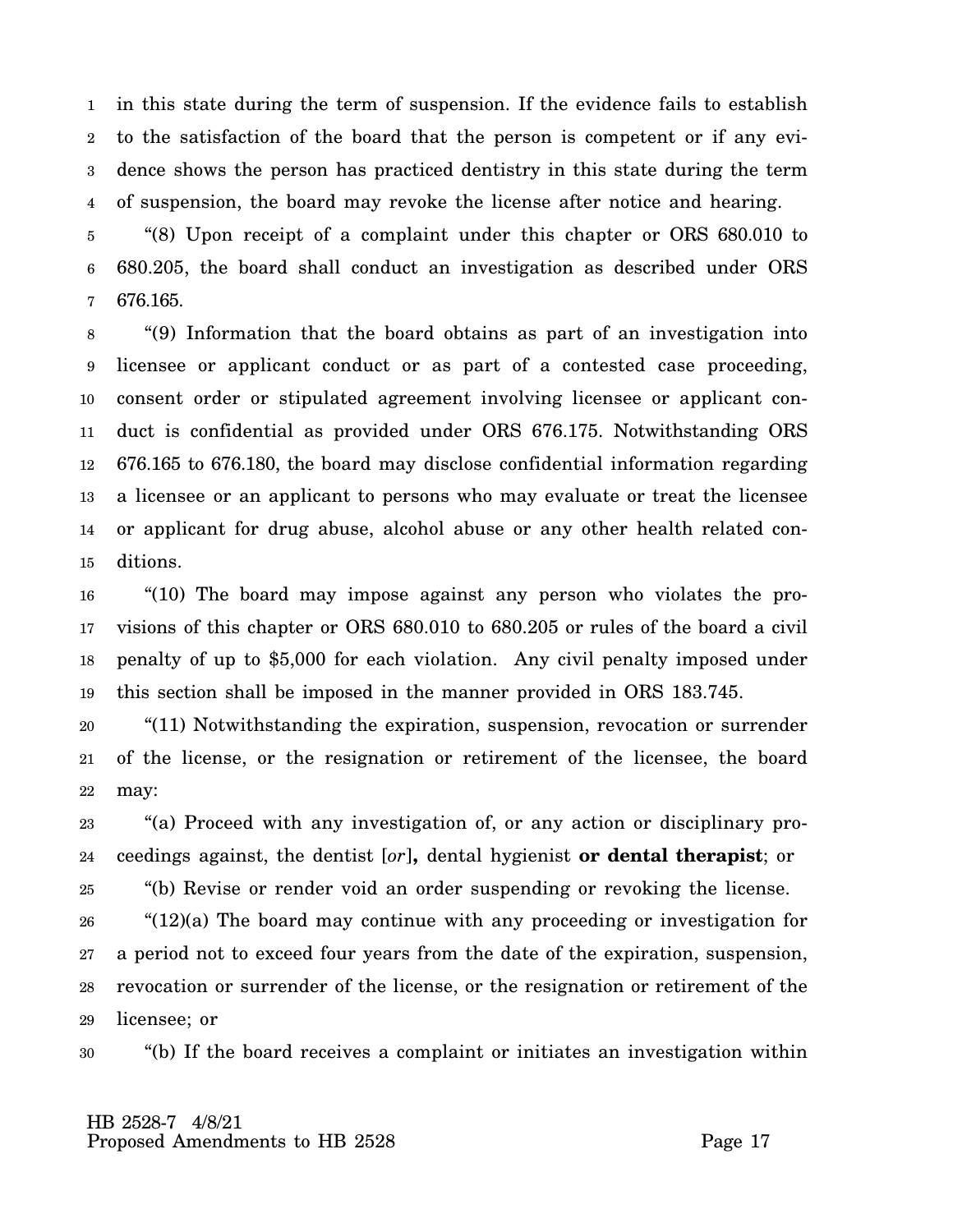in this state during the term of suspension. If the evidence fails to establish to the satisfaction of the board that the person is competent or if any evidence shows the person has practiced dentistry in this state during the term of suspension, the board may revoke the license after notice and hearing.

"(8) Upon receipt of a complaint under this chapter or ORS 680.010 to 680.205, the board shall conduct an investigation as described under ORS 676.165.

"(9) Information that the board obtains as part of an investigation into licensee or applicant conduct or as part of a contested case proceeding, consent order or stipulated agreement involving licensee or applicant conduct is confidential as provided under ORS 676.175. Notwithstanding ORS 676.165 to 676.180, the board may disclose confidential information regarding a licensee or an applicant to persons who may evaluate or treat the licensee or applicant for drug abuse, alcohol abuse or any other health related conditions.

"(10) The board may impose against any person who violates the provisions of this chapter or ORS 680.010 to 680.205 or rules of the board a civil penalty of up to $5,000 for each violation. Any civil penalty imposed under this section shall be imposed in the manner provided in ORS 183.745.

"(11) Notwithstanding the expiration, suspension, revocation or surrender of the license, or the resignation or retirement of the licensee, the board may:

"(a) Proceed with any investigation of, or any action or disciplinary proceedings against, the dentist [*or*]**,** dental hygienist **or dental therapist**; or

"(b) Revise or render void an order suspending or revoking the license.

"(12)(a) The board may continue with any proceeding or investigation for a period not to exceed four years from the date of the expiration, suspension, revocation or surrender of the license, or the resignation or retirement of the licensee; or

"(b) If the board receives a complaint or initiates an investigation within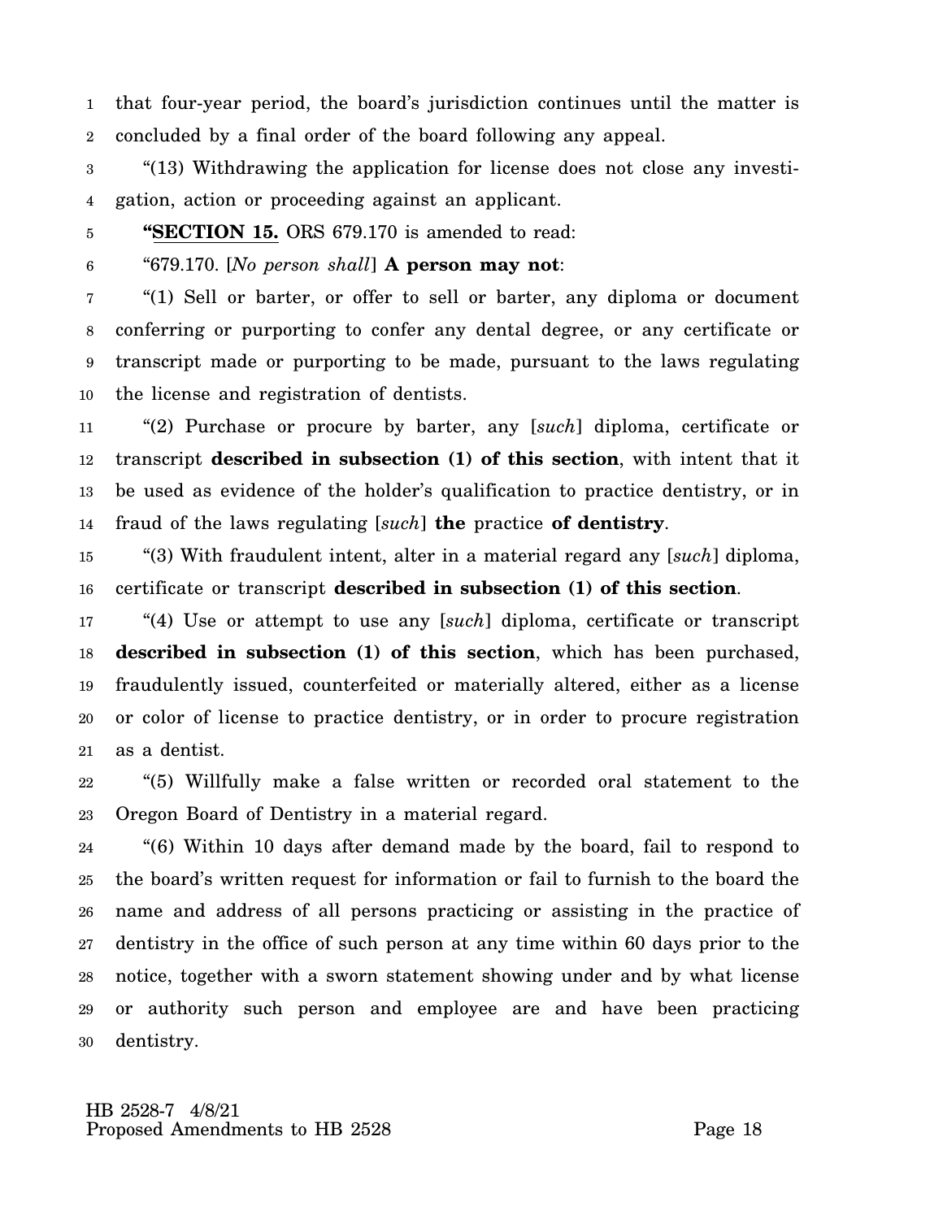that four-year period, the board's jurisdiction continues until the matter is concluded by a final order of the board following any appeal.

"(13) Withdrawing the application for license does not close any investigation, action or proceeding against an applicant.

"**SECTION 15.** ORS 679.170 is amended to read:

"679.170. [*No person shall*] **A person may not**:

"(1) Sell or barter, or offer to sell or barter, any diploma or document conferring or purporting to confer any dental degree, or any certificate or transcript made or purporting to be made, pursuant to the laws regulating the license and registration of dentists.

"(2) Purchase or procure by barter, any [*such*] diploma, certificate or transcript **described in subsection (1) of this section**, with intent that it be used as evidence of the holder's qualification to practice dentistry, or in fraud of the laws regulating [*such*] **the** practice **of dentistry**.

"(3) With fraudulent intent, alter in a material regard any [*such*] diploma, certificate or transcript **described in subsection (1) of this section**.

"(4) Use or attempt to use any [*such*] diploma, certificate or transcript **described in subsection (1) of this section**, which has been purchased, fraudulently issued, counterfeited or materially altered, either as a license or color of license to practice dentistry, or in order to procure registration as a dentist.

"(5) Willfully make a false written or recorded oral statement to the Oregon Board of Dentistry in a material regard.

"(6) Within 10 days after demand made by the board, fail to respond to the board's written request for information or fail to furnish to the board the name and address of all persons practicing or assisting in the practice of dentistry in the office of such person at any time within 60 days prior to the notice, together with a sworn statement showing under and by what license or authority such person and employee are and have been practicing dentistry.

HB 2528-7 4/8/21
Proposed Amendments to HB 2528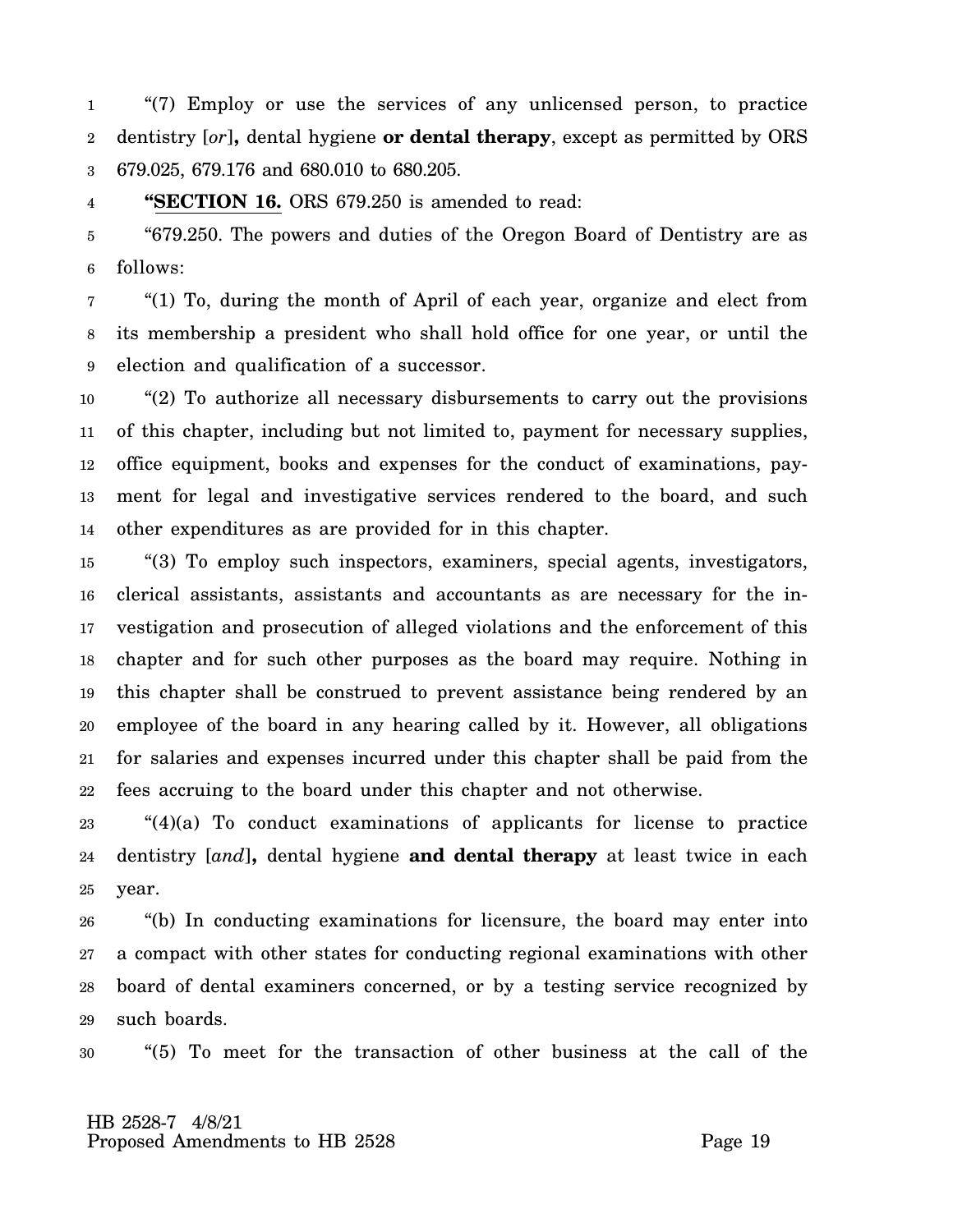"(7) Employ or use the services of any unlicensed person, to practice dentistry [*or*]**,** dental hygiene **or dental therapy**, except as permitted by ORS 679.025, 679.176 and 680.010 to 680.205.

"**SECTION 16.** ORS 679.250 is amended to read:

"679.250. The powers and duties of the Oregon Board of Dentistry are as follows:

"(1) To, during the month of April of each year, organize and elect from its membership a president who shall hold office for one year, or until the election and qualification of a successor.

"(2) To authorize all necessary disbursements to carry out the provisions of this chapter, including but not limited to, payment for necessary supplies, office equipment, books and expenses for the conduct of examinations, payment for legal and investigative services rendered to the board, and such other expenditures as are provided for in this chapter.

"(3) To employ such inspectors, examiners, special agents, investigators, clerical assistants, assistants and accountants as are necessary for the investigation and prosecution of alleged violations and the enforcement of this chapter and for such other purposes as the board may require. Nothing in this chapter shall be construed to prevent assistance being rendered by an employee of the board in any hearing called by it. However, all obligations for salaries and expenses incurred under this chapter shall be paid from the fees accruing to the board under this chapter and not otherwise.

"(4)(a) To conduct examinations of applicants for license to practice dentistry [*and*]**,** dental hygiene **and dental therapy** at least twice in each year.

"(b) In conducting examinations for licensure, the board may enter into a compact with other states for conducting regional examinations with other board of dental examiners concerned, or by a testing service recognized by such boards.

"(5) To meet for the transaction of other business at the call of the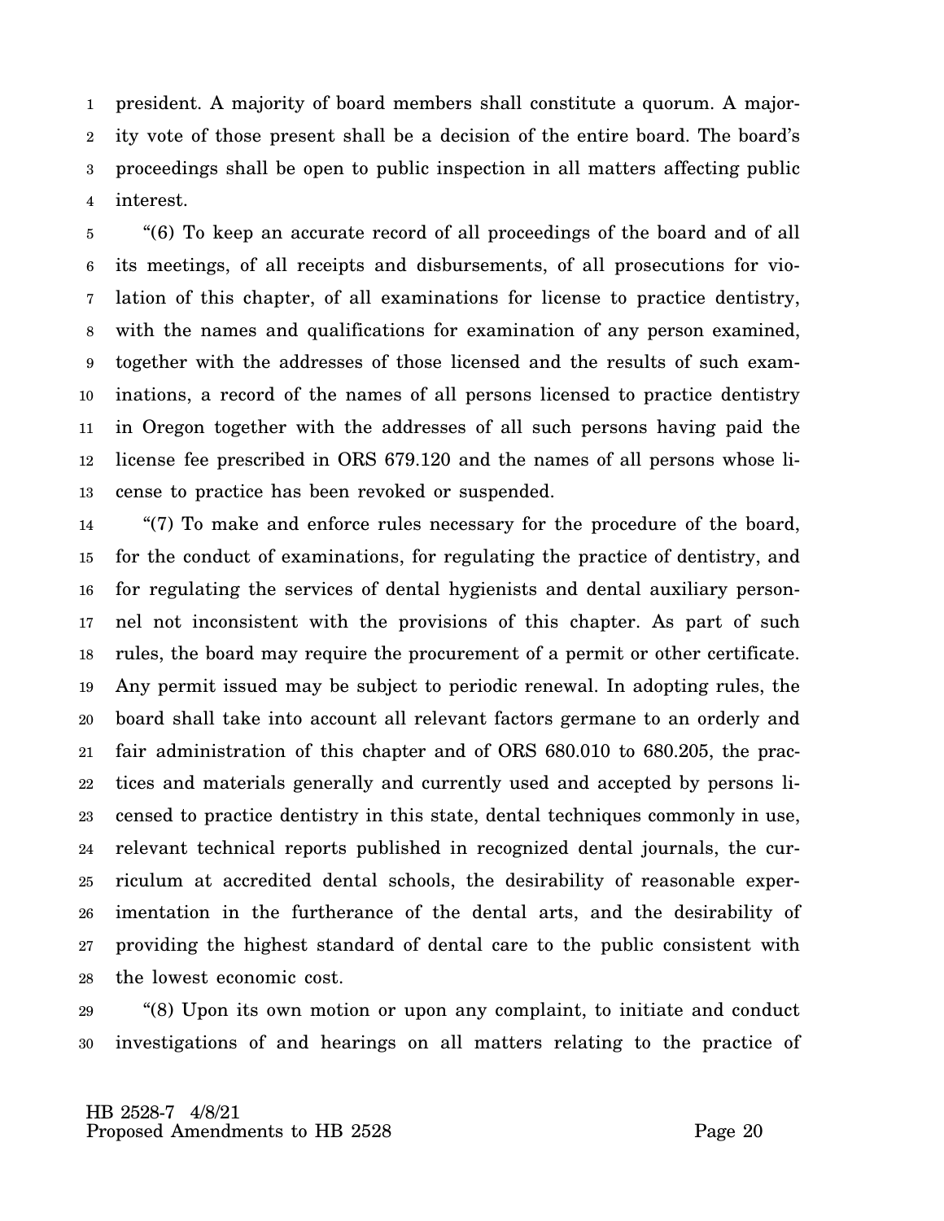president. A majority of board members shall constitute a quorum. A majority vote of those present shall be a decision of the entire board. The board's proceedings shall be open to public inspection in all matters affecting public interest.

"(6) To keep an accurate record of all proceedings of the board and of all its meetings, of all receipts and disbursements, of all prosecutions for violation of this chapter, of all examinations for license to practice dentistry, with the names and qualifications for examination of any person examined, together with the addresses of those licensed and the results of such examinations, a record of the names of all persons licensed to practice dentistry in Oregon together with the addresses of all such persons having paid the license fee prescribed in ORS 679.120 and the names of all persons whose license to practice has been revoked or suspended.

"(7) To make and enforce rules necessary for the procedure of the board, for the conduct of examinations, for regulating the practice of dentistry, and for regulating the services of dental hygienists and dental auxiliary personnel not inconsistent with the provisions of this chapter. As part of such rules, the board may require the procurement of a permit or other certificate. Any permit issued may be subject to periodic renewal. In adopting rules, the board shall take into account all relevant factors germane to an orderly and fair administration of this chapter and of ORS 680.010 to 680.205, the practices and materials generally and currently used and accepted by persons licensed to practice dentistry in this state, dental techniques commonly in use, relevant technical reports published in recognized dental journals, the curriculum at accredited dental schools, the desirability of reasonable experimentation in the furtherance of the dental arts, and the desirability of providing the highest standard of dental care to the public consistent with the lowest economic cost.

"(8) Upon its own motion or upon any complaint, to initiate and conduct investigations of and hearings on all matters relating to the practice of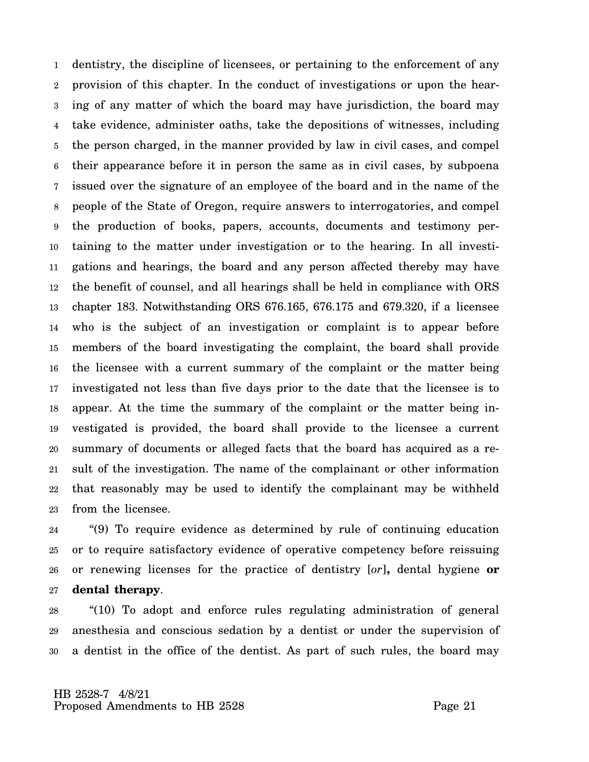dentistry, the discipline of licensees, or pertaining to the enforcement of any provision of this chapter. In the conduct of investigations or upon the hearing of any matter of which the board may have jurisdiction, the board may take evidence, administer oaths, take the depositions of witnesses, including the person charged, in the manner provided by law in civil cases, and compel their appearance before it in person the same as in civil cases, by subpoena issued over the signature of an employee of the board and in the name of the people of the State of Oregon, require answers to interrogatories, and compel the production of books, papers, accounts, documents and testimony pertaining to the matter under investigation or to the hearing. In all investigations and hearings, the board and any person affected thereby may have the benefit of counsel, and all hearings shall be held in compliance with ORS chapter 183. Notwithstanding ORS 676.165, 676.175 and 679.320, if a licensee who is the subject of an investigation or complaint is to appear before members of the board investigating the complaint, the board shall provide the licensee with a current summary of the complaint or the matter being investigated not less than five days prior to the date that the licensee is to appear. At the time the summary of the complaint or the matter being investigated is provided, the board shall provide to the licensee a current summary of documents or alleged facts that the board has acquired as a result of the investigation. The name of the complainant or other information that reasonably may be used to identify the complainant may be withheld from the licensee.

"(9) To require evidence as determined by rule of continuing education or to require satisfactory evidence of operative competency before reissuing or renewing licenses for the practice of dentistry [*or*]**,** dental hygiene **or dental therapy**.

"(10) To adopt and enforce rules regulating administration of general anesthesia and conscious sedation by a dentist or under the supervision of a dentist in the office of the dentist. As part of such rules, the board may

HB 2528-7 4/8/21
Proposed Amendments to HB 2528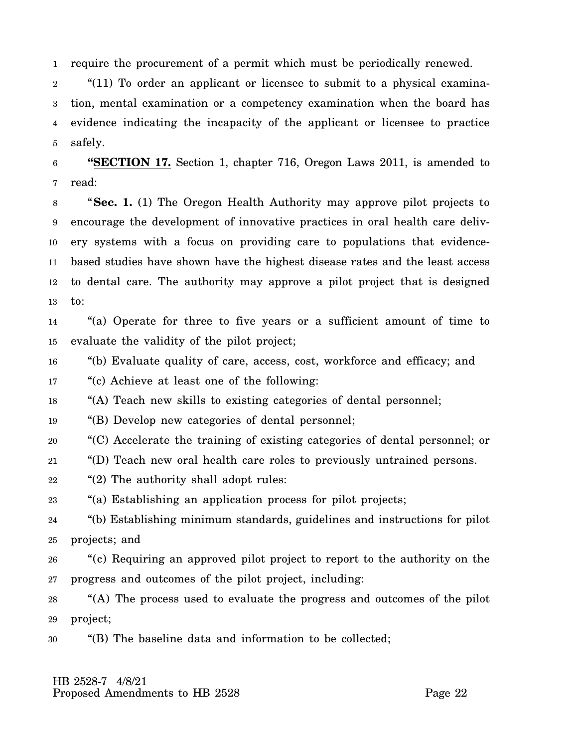require the procurement of a permit which must be periodically renewed.

"(11) To order an applicant or licensee to submit to a physical examination, mental examination or a competency examination when the board has evidence indicating the incapacity of the applicant or licensee to practice safely.

"**SECTION 17.** Section 1, chapter 716, Oregon Laws 2011, is amended to read:

"**Sec. 1.** (1) The Oregon Health Authority may approve pilot projects to encourage the development of innovative practices in oral health care delivery systems with a focus on providing care to populations that evidence-based studies have shown have the highest disease rates and the least access to dental care. The authority may approve a pilot project that is designed to:

"(a) Operate for three to five years or a sufficient amount of time to evaluate the validity of the pilot project;

"(b) Evaluate quality of care, access, cost, workforce and efficacy; and

"(c) Achieve at least one of the following:

"(A) Teach new skills to existing categories of dental personnel;

"(B) Develop new categories of dental personnel;

"(C) Accelerate the training of existing categories of dental personnel; or

"(D) Teach new oral health care roles to previously untrained persons.

"(2) The authority shall adopt rules:

"(a) Establishing an application process for pilot projects;

"(b) Establishing minimum standards, guidelines and instructions for pilot projects; and

"(c) Requiring an approved pilot project to report to the authority on the progress and outcomes of the pilot project, including:

"(A) The process used to evaluate the progress and outcomes of the pilot project;

"(B) The baseline data and information to be collected;

HB 2528-7 4/8/21
Proposed Amendments to HB 2528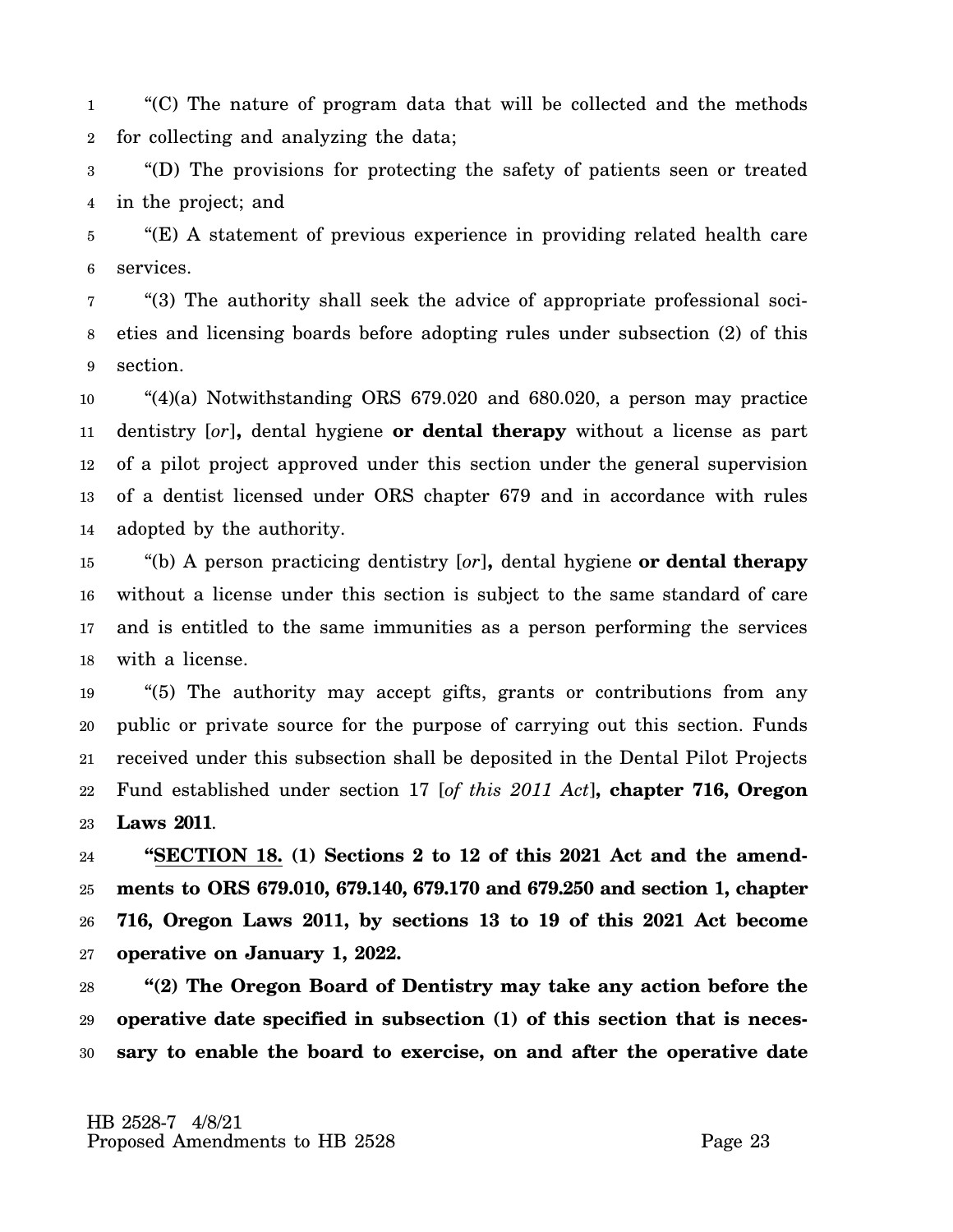"(C) The nature of program data that will be collected and the methods for collecting and analyzing the data;

"(D) The provisions for protecting the safety of patients seen or treated in the project; and

"(E) A statement of previous experience in providing related health care services.

"(3) The authority shall seek the advice of appropriate professional societies and licensing boards before adopting rules under subsection (2) of this section.

"(4)(a) Notwithstanding ORS 679.020 and 680.020, a person may practice dentistry [*or*]**,** dental hygiene **or dental therapy** without a license as part of a pilot project approved under this section under the general supervision of a dentist licensed under ORS chapter 679 and in accordance with rules adopted by the authority.

"(b) A person practicing dentistry [*or*]**,** dental hygiene **or dental therapy** without a license under this section is subject to the same standard of care and is entitled to the same immunities as a person performing the services with a license.

"(5) The authority may accept gifts, grants or contributions from any public or private source for the purpose of carrying out this section. Funds received under this subsection shall be deposited in the Dental Pilot Projects Fund established under section 17 [*of this 2011 Act*]**, chapter 716, Oregon Laws 2011**.

**"SECTION 18. (1) Sections 2 to 12 of this 2021 Act and the amendments to ORS 679.010, 679.140, 679.170 and 679.250 and section 1, chapter 716, Oregon Laws 2011, by sections 13 to 19 of this 2021 Act become operative on January 1, 2022.**

**"(2) The Oregon Board of Dentistry may take any action before the operative date specified in subsection (1) of this section that is necessary to enable the board to exercise, on and after the operative date**

HB 2528-7 4/8/21
Proposed Amendments to HB 2528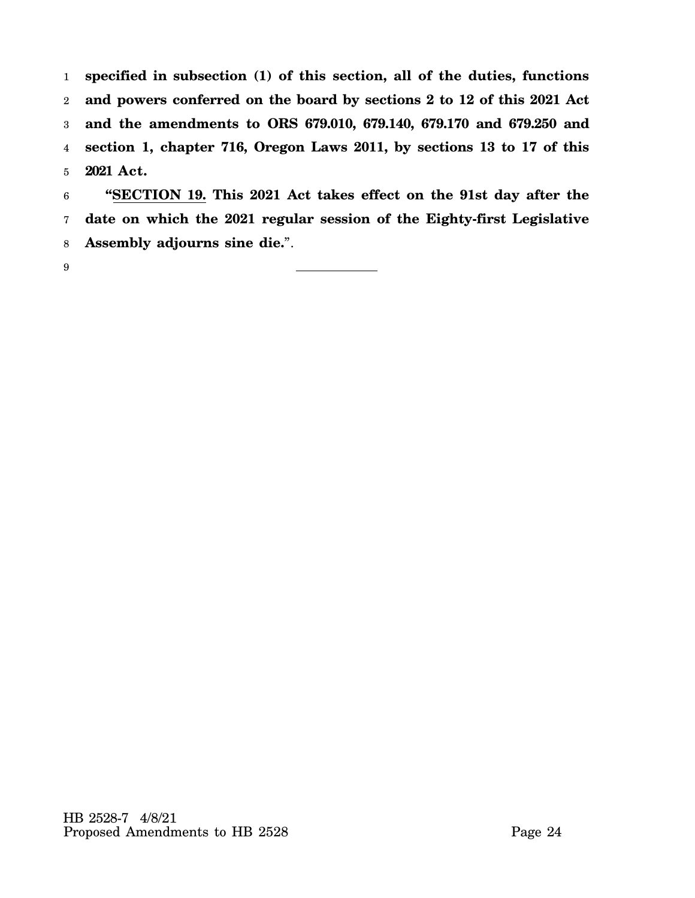**specified in subsection (1) of this section, all of the duties, functions and powers conferred on the board by sections 2 to 12 of this 2021 Act and the amendments to ORS 679.010, 679.140, 679.170 and 679.250 and section 1, chapter 716, Oregon Laws 2011, by sections 13 to 17 of this 2021 Act.**

"**SECTION 19. This 2021 Act takes effect on the 91st day after the date on which the 2021 regular session of the Eighty-first Legislative Assembly adjourns sine die.**".

---

HB 2528-7 4/8/21
Proposed Amendments to HB 2528